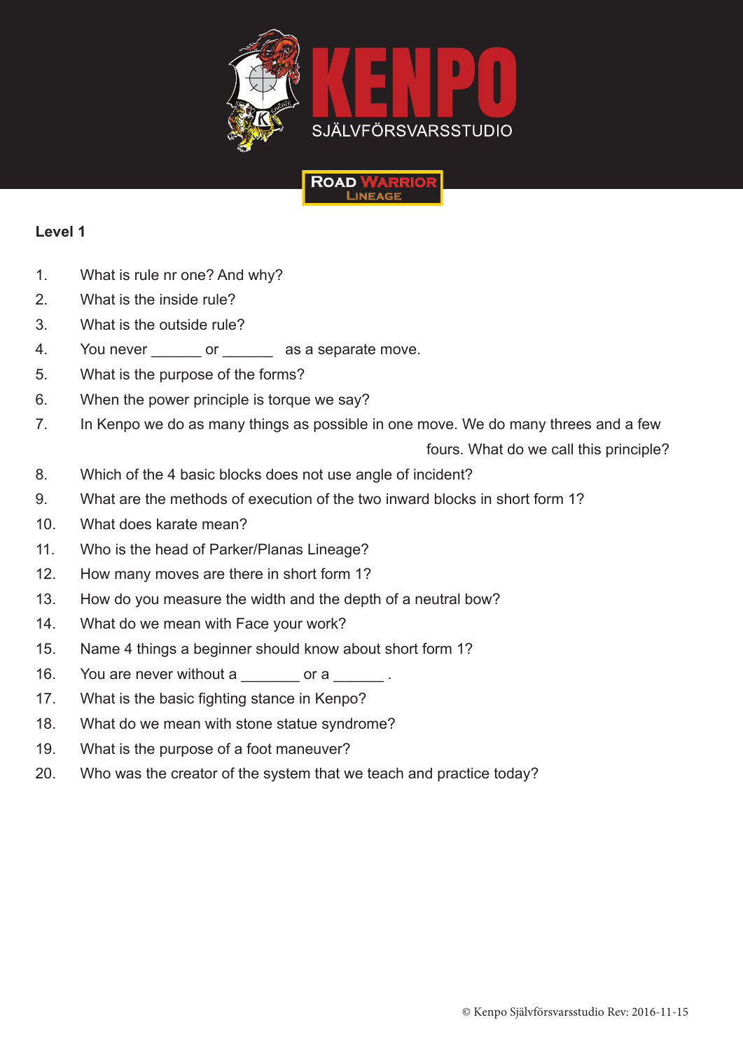# KENPO

SJÄLVFÖRSVARSSTUDIO

ROAD WARRIOR LINEAGE

**Level 1**

1. What is rule nr one? And why?
2. What is the inside rule?
3. What is the outside rule?
4. You never ______ or ______ as a separate move.
5. What is the purpose of the forms?
6. When the power principle is torque we say?
7. In Kenpo we do as many things as possible in one move. We do many threes and a few fours. What do we call this principle?
8. Which of the 4 basic blocks does not use angle of incident?
9. What are the methods of execution of the two inward blocks in short form 1?
10. What does karate mean?
11. Who is the head of Parker/Planas Lineage?
12. How many moves are there in short form 1?
13. How do you measure the width and the depth of a neutral bow?
14. What do we mean with Face your work?
15. Name 4 things a beginner should know about short form 1?
16. You are never without a _______ or a ______ .
17. What is the basic fighting stance in Kenpo?
18. What do we mean with stone statue syndrome?
19. What is the purpose of a foot maneuver?
20. Who was the creator of the system that we teach and practice today?

© Kenpo Självförsvarsstudio Rev: 2016-11-15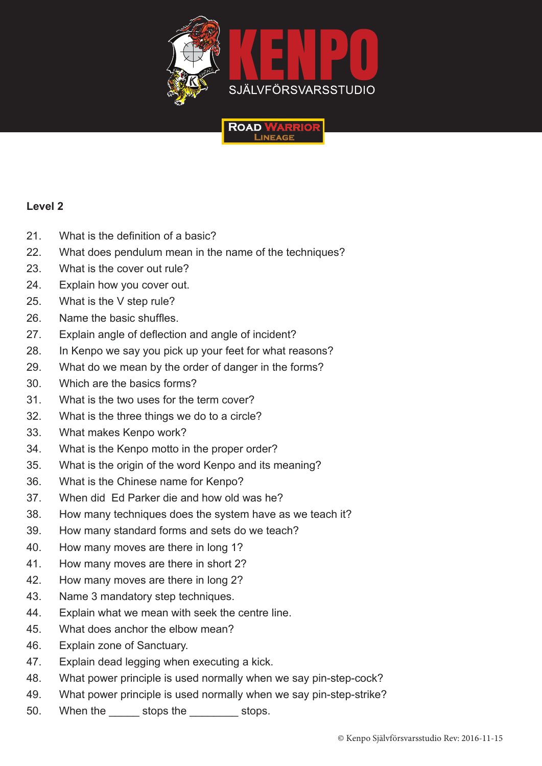KENPO

SJÄLVFÖRSVARSSTUDIO

ROAD WARRIOR LINEAGE

**Level 2**

21. What is the definition of a basic?
22. What does pendulum mean in the name of the techniques?
23. What is the cover out rule?
24. Explain how you cover out.
25. What is the V step rule?
26. Name the basic shuffles.
27. Explain angle of deflection and angle of incident?
28. In Kenpo we say you pick up your feet for what reasons?
29. What do we mean by the order of danger in the forms?
30. Which are the basics forms?
31. What is the two uses for the term cover?
32. What is the three things we do to a circle?
33. What makes Kenpo work?
34. What is the Kenpo motto in the proper order?
35. What is the origin of the word Kenpo and its meaning?
36. What is the Chinese name for Kenpo?
37. When did  Ed Parker die and how old was he?
38. How many techniques does the system have as we teach it?
39. How many standard forms and sets do we teach?
40. How many moves are there in long 1?
41. How many moves are there in short 2?
42. How many moves are there in long 2?
43. Name 3 mandatory step techniques.
44. Explain what we mean with seek the centre line.
45. What does anchor the elbow mean?
46. Explain zone of Sanctuary.
47. Explain dead legging when executing a kick.
48. What power principle is used normally when we say pin-step-cock?
49. What power principle is used normally when we say pin-step-strike?
50. When the _____ stops the ________ stops.

© Kenpo Självförsvarsstudio Rev: 2016-11-15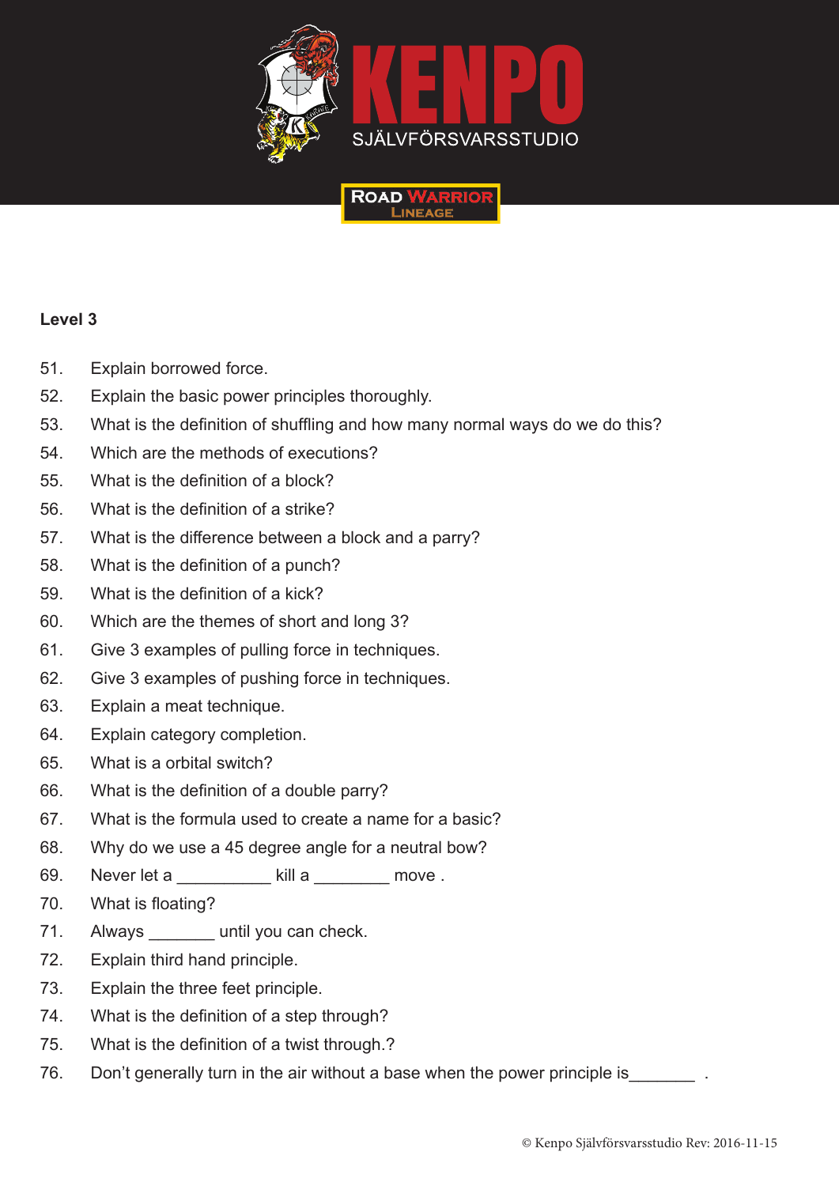**Level 3**

51. Explain borrowed force.
52. Explain the basic power principles thoroughly.
53. What is the definition of shuffling and how many normal ways do we do this?
54. Which are the methods of executions?
55. What is the definition of a block?
56. What is the definition of a strike?
57. What is the difference between a block and a parry?
58. What is the definition of a punch?
59. What is the definition of a kick?
60. Which are the themes of short and long 3?
61. Give 3 examples of pulling force in techniques.
62. Give 3 examples of pushing force in techniques.
63. Explain a meat technique.
64. Explain category completion.
65. What is a orbital switch?
66. What is the definition of a double parry?
67. What is the formula used to create a name for a basic?
68. Why do we use a 45 degree angle for a neutral bow?
69. Never let a __________ kill a ________ move .
70. What is floating?
71. Always _______ until you can check.
72. Explain third hand principle.
73. Explain the three feet principle.
74. What is the definition of a step through?
75. What is the definition of a twist through.?
76. Don't generally turn in the air without a base when the power principle is_______ .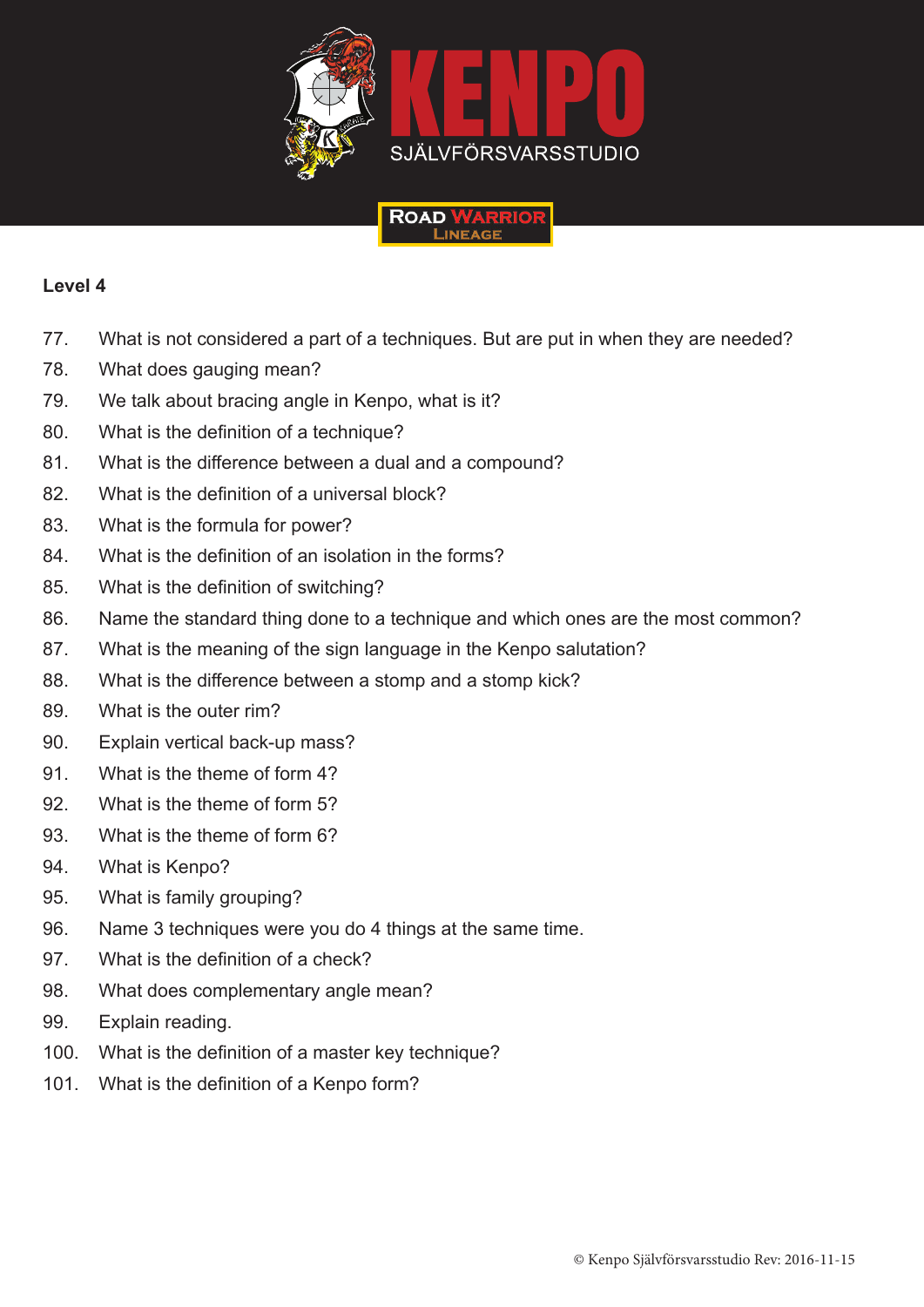KENPO
SJÄLVFÖRSVARSSTUDIO

ROAD WARRIOR
LINEAGE

**Level 4**

77. What is not considered a part of a techniques. But are put in when they are needed?
78. What does gauging mean?
79. We talk about bracing angle in Kenpo, what is it?
80. What is the definition of a technique?
81. What is the difference between a dual and a compound?
82. What is the definition of a universal block?
83. What is the formula for power?
84. What is the definition of an isolation in the forms?
85. What is the definition of switching?
86. Name the standard thing done to a technique and which ones are the most common?
87. What is the meaning of the sign language in the Kenpo salutation?
88. What is the difference between a stomp and a stomp kick?
89. What is the outer rim?
90. Explain vertical back-up mass?
91. What is the theme of form 4?
92. What is the theme of form 5?
93. What is the theme of form 6?
94. What is Kenpo?
95. What is family grouping?
96. Name 3 techniques were you do 4 things at the same time.
97. What is the definition of a check?
98. What does complementary angle mean?
99. Explain reading.
100. What is the definition of a master key technique?
101. What is the definition of a Kenpo form?

© Kenpo Självförsvarsstudio Rev: 2016-11-15